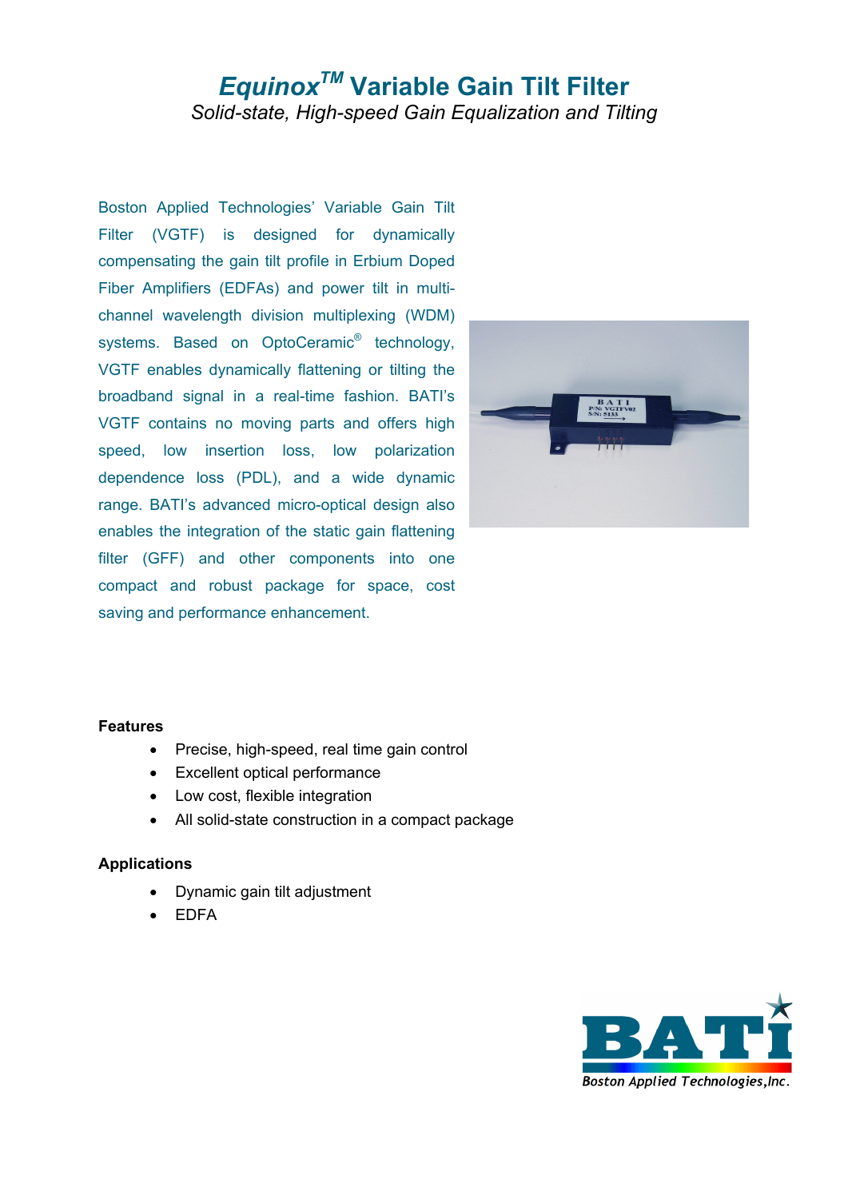# Equinox[TM] Variable Gain Tilt Filter

*Solid-state, High-speed Gain Equalization and Tilting*

Boston Applied Technologies' Variable Gain Tilt Filter (VGTF) is designed for dynamically compensating the gain tilt profile in Erbium Doped Fiber Amplifiers (EDFAs) and power tilt in multi-channel wavelength division multiplexing (WDM) systems. Based on OptoCeramic® technology, VGTF enables dynamically flattening or tilting the broadband signal in a real-time fashion. BATI's VGTF contains no moving parts and offers high speed, low insertion loss, low polarization dependence loss (PDL), and a wide dynamic range. BATI's advanced micro-optical design also enables the integration of the static gain flattening filter (GFF) and other components into one compact and robust package for space, cost saving and performance enhancement.

### Features

- Precise, high-speed, real time gain control
- Excellent optical performance
- Low cost, flexible integration
- All solid-state construction in a compact package

### Applications

- Dynamic gain tilt adjustment
- EDFA

Boston Applied Technologies, Inc.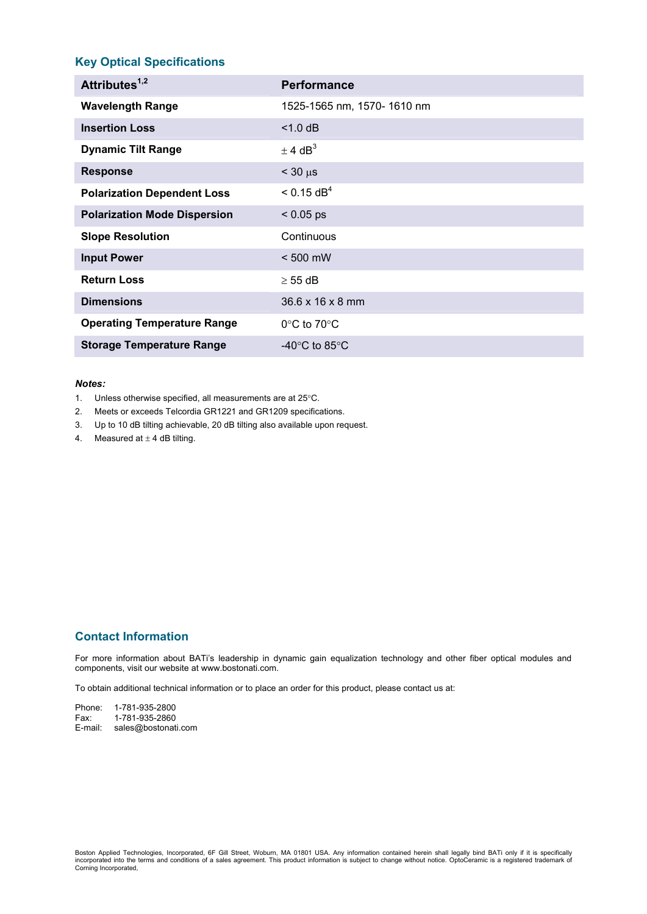## Key Optical Specifications

| Attributes[1,2] | Performance |
|---|---|
| **Wavelength Range** | 1525-1565 nm, 1570- 1610 nm |
| **Insertion Loss** | <1.0 dB |
| **Dynamic Tilt Range** | ± 4 dB[3] |
| **Response** | < 30 μs |
| **Polarization Dependent Loss** | < 0.15 dB[4] |
| **Polarization Mode Dispersion** | < 0.05 ps |
| **Slope Resolution** | Continuous |
| **Input Power** | < 500 mW |
| **Return Loss** | ≥ 55 dB |
| **Dimensions** | 36.6 x 16 x 8 mm |
| **Operating Temperature Range** | 0°C to 70°C |
| **Storage Temperature Range** | -40°C to 85°C |

***Notes:***

1. Unless otherwise specified, all measurements are at 25°C.
2. Meets or exceeds Telcordia GR1221 and GR1209 specifications.
3. Up to 10 dB tilting achievable, 20 dB tilting also available upon request.
4. Measured at ± 4 dB tilting.

## Contact Information

For more information about BATi's leadership in dynamic gain equalization technology and other fiber optical modules and components, visit our website at www.bostonati.com.

To obtain additional technical information or to place an order for this product, please contact us at:

Phone: 1-781-935-2800
Fax: 1-781-935-2860
E-mail: sales@bostonati.com

Boston Applied Technologies, Incorporated, 6F Gill Street, Woburn, MA 01801 USA. Any information contained herein shall legally bind BATi only if it is specifically incorporated into the terms and conditions of a sales agreement. This product information is subject to change without notice. OptoCeramic is a registered trademark of Corning Incorporated,